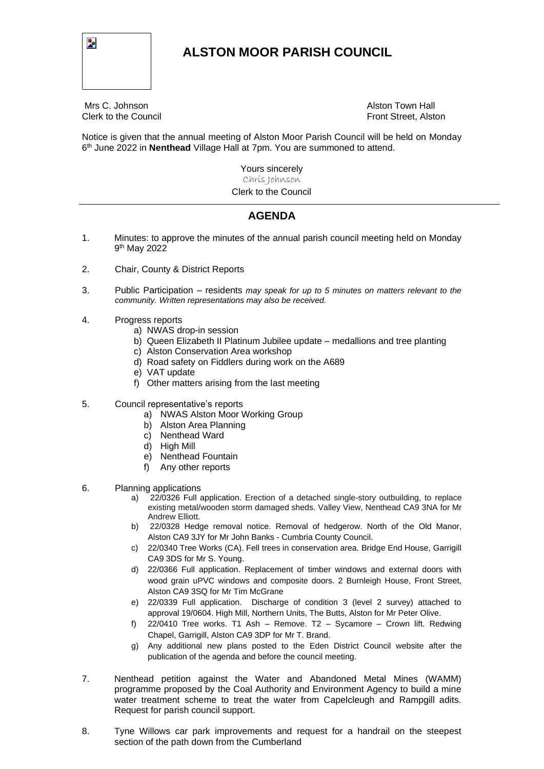# ALSTON MOOR PARISH COUNCIL

Mrs C. Johnson
Clerk to the Council

Alston Town Hall
Front Street, Alston

Notice is given that the annual meeting of Alston Moor Parish Council will be held on Monday 6th June 2022 in **Nenthead** Village Hall at 7pm. You are summoned to attend.

Yours sincerely
Chris Johnson
Clerk to the Council

---

## AGENDA

1. Minutes: to approve the minutes of the annual parish council meeting held on Monday 9th May 2022

2. Chair, County & District Reports

3. Public Participation – residents *may speak for up to 5 minutes on matters relevant to the community. Written representations may also be received.*

4. Progress reports
   a) NWAS drop-in session
   b) Queen Elizabeth II Platinum Jubilee update – medallions and tree planting
   c) Alston Conservation Area workshop
   d) Road safety on Fiddlers during work on the A689
   e) VAT update
   f) Other matters arising from the last meeting

5. Council representative's reports
   a) NWAS Alston Moor Working Group
   b) Alston Area Planning
   c) Nenthead Ward
   d) High Mill
   e) Nenthead Fountain
   f) Any other reports

6. Planning applications
   a) 22/0326 Full application. Erection of a detached single-story outbuilding, to replace existing metal/wooden storm damaged sheds. Valley View, Nenthead CA9 3NA for Mr Andrew Elliott.
   b) 22/0328 Hedge removal notice. Removal of hedgerow. North of the Old Manor, Alston CA9 3JY for Mr John Banks - Cumbria County Council.
   c) 22/0340 Tree Works (CA). Fell trees in conservation area. Bridge End House, Garrigill CA9 3DS for Mr S. Young.
   d) 22/0366 Full application. Replacement of timber windows and external doors with wood grain uPVC windows and composite doors. 2 Burnleigh House, Front Street, Alston CA9 3SQ for Mr Tim McGrane
   e) 22/0339 Full application. Discharge of condition 3 (level 2 survey) attached to approval 19/0604. High Mill, Northern Units, The Butts, Alston for Mr Peter Olive.
   f) 22/0410 Tree works. T1 Ash – Remove. T2 – Sycamore – Crown lift. Redwing Chapel, Garrigill, Alston CA9 3DP for Mr T. Brand.
   g) Any additional new plans posted to the Eden District Council website after the publication of the agenda and before the council meeting.

7. Nenthead petition against the Water and Abandoned Metal Mines (WAMM) programme proposed by the Coal Authority and Environment Agency to build a mine water treatment scheme to treat the water from Capelcleugh and Rampgill adits. Request for parish council support.

8. Tyne Willows car park improvements and request for a handrail on the steepest section of the path down from the Cumberland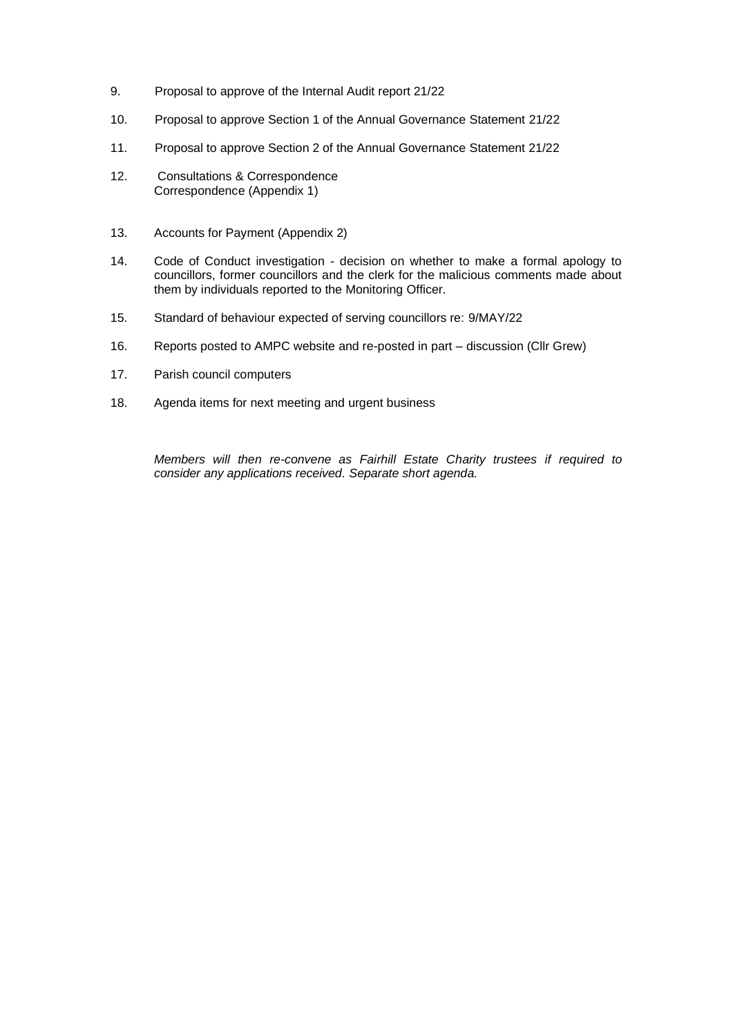9. Proposal to approve of the Internal Audit report 21/22

10. Proposal to approve Section 1 of the Annual Governance Statement 21/22

11. Proposal to approve Section 2 of the Annual Governance Statement 21/22

12. Consultations & Correspondence
    Correspondence (Appendix 1)

13. Accounts for Payment (Appendix 2)

14. Code of Conduct investigation - decision on whether to make a formal apology to councillors, former councillors and the clerk for the malicious comments made about them by individuals reported to the Monitoring Officer.

15. Standard of behaviour expected of serving councillors re: 9/MAY/22

16. Reports posted to AMPC website and re-posted in part – discussion (Cllr Grew)

17. Parish council computers

18. Agenda items for next meeting and urgent business

*Members will then re-convene as Fairhill Estate Charity trustees if required to consider any applications received. Separate short agenda.*